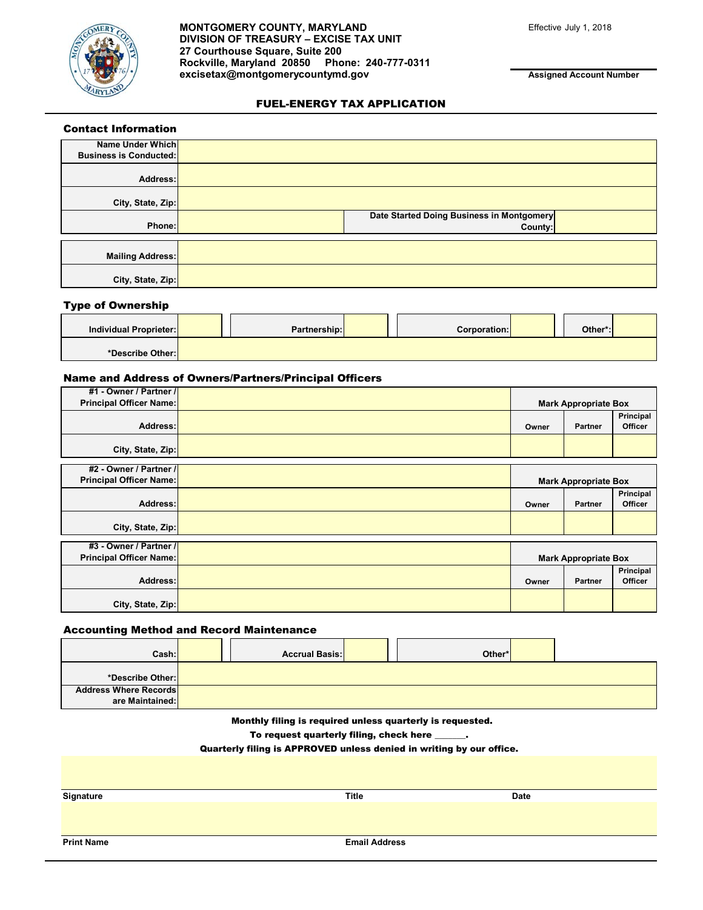**MONTGOMERY COUNTY, MARYLAND**
**DIVISION OF TREASURY – EXCISE TAX UNIT**
**27 Courthouse Square, Suite 200**
**Rockville, Maryland 20850 Phone: 240-777-0311**
**excisetax@montgomerycountymd.gov**

Effective July 1, 2018

**Assigned Account Number**

# FUEL-ENERGY TAX APPLICATION

## Contact Information

| | | | |
|---|---|---|---|
| **Name Under Which Business is Conducted:** | | | |
| **Address:** | | | |
| **City, State, Zip:** | | | |
| **Phone:** | | **Date Started Doing Business in Montgomery County:** | |

| | |
|---|---|
| **Mailing Address:** | |
| **City, State, Zip:** | |

## Type of Ownership

| | | | | | | | |
|---|---|---|---|---|---|---|---|
| **Individual Proprieter:** | | **Partnership:** | | **Corporation:** | | **Other*:** | |
| ***Describe Other:** | | | | | | | |

## Name and Address of Owners/Partners/Principal Officers

| | | | | |
|---|---|---|---|---|
| **#1 - Owner / Partner / Principal Officer Name:** | | **Mark Appropriate Box** | | |
| **Address:** | | **Owner** | **Partner** | **Principal Officer** |
| **City, State, Zip:** | | | | |

| | | | | |
|---|---|---|---|---|
| **#2 - Owner / Partner / Principal Officer Name:** | | **Mark Appropriate Box** | | |
| **Address:** | | **Owner** | **Partner** | **Principal Officer** |
| **City, State, Zip:** | | | | |

| | | | | |
|---|---|---|---|---|
| **#3 - Owner / Partner / Principal Officer Name:** | | **Mark Appropriate Box** | | |
| **Address:** | | **Owner** | **Partner** | **Principal Officer** |
| **City, State, Zip:** | | | | |

## Accounting Method and Record Maintenance

| | | | | | |
|---|---|---|---|---|---|
| **Cash:** | | **Accrual Basis:** | | **Other*** | |
| ***Describe Other:** | | | | | |
| **Address Where Records are Maintained:** | | | | | |

**Monthly filing is required unless quarterly is requested.**

**To request quarterly filing, check here ______.**

**Quarterly filing is APPROVED unless denied in writing by our office.**

| **Signature** | **Title** | **Date** |
|---|---|---|
| | | |

| **Print Name** | **Email Address** |
|---|---|
| | |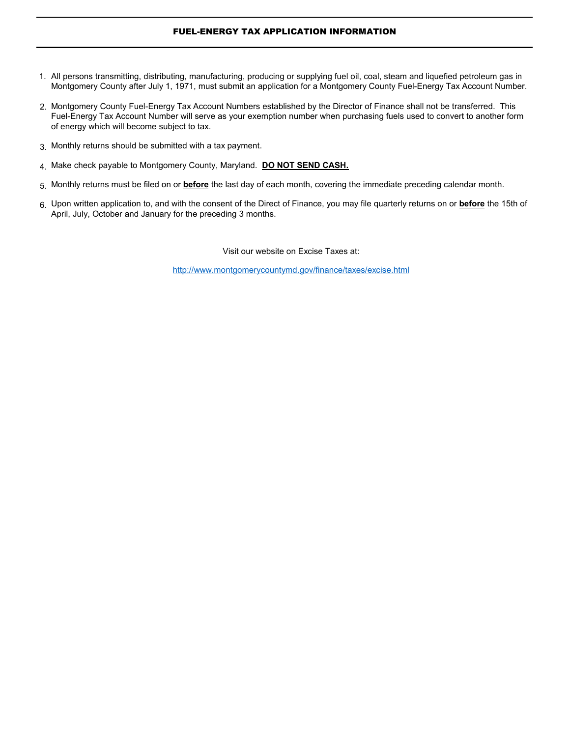## FUEL-ENERGY TAX APPLICATION INFORMATION

1. All persons transmitting, distributing, manufacturing, producing or supplying fuel oil, coal, steam and liquefied petroleum gas in Montgomery County after July 1, 1971, must submit an application for a Montgomery County Fuel-Energy Tax Account Number.
2. Montgomery County Fuel-Energy Tax Account Numbers established by the Director of Finance shall not be transferred. This Fuel-Energy Tax Account Number will serve as your exemption number when purchasing fuels used to convert to another form of energy which will become subject to tax.
3. Monthly returns should be submitted with a tax payment.
4. Make check payable to Montgomery County, Maryland. **DO NOT SEND CASH.**
5. Monthly returns must be filed on or **before** the last day of each month, covering the immediate preceding calendar month.
6. Upon written application to, and with the consent of the Direct of Finance, you may file quarterly returns on or **before** the 15th of April, July, October and January for the preceding 3 months.

Visit our website on Excise Taxes at:

http://www.montgomerycountymd.gov/finance/taxes/excise.html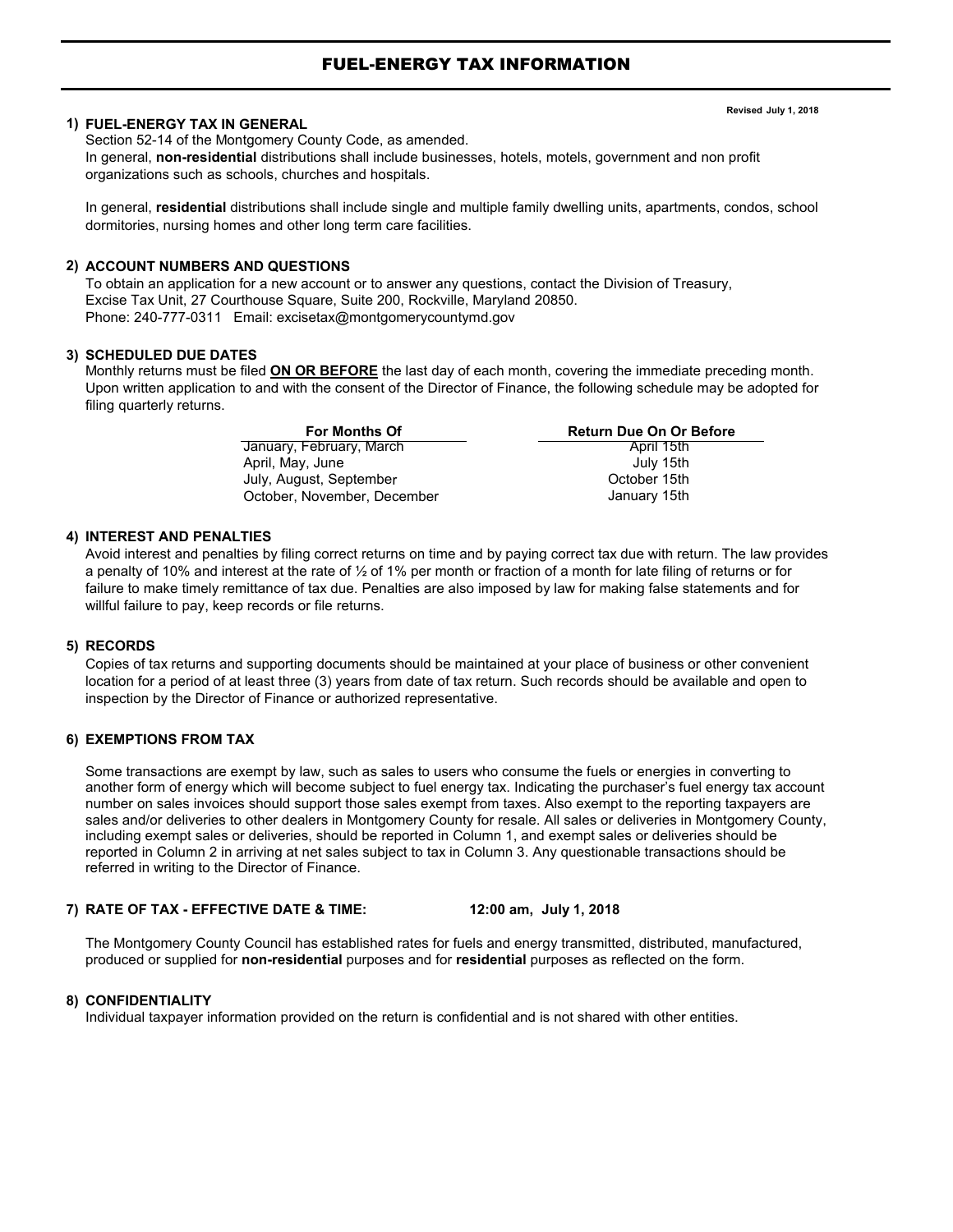# FUEL-ENERGY TAX INFORMATION

Revised July 1, 2018

## 1) FUEL-ENERGY TAX IN GENERAL

Section 52-14 of the Montgomery County Code, as amended.
In general, **non-residential** distributions shall include businesses, hotels, motels, government and non profit organizations such as schools, churches and hospitals.

In general, **residential** distributions shall include single and multiple family dwelling units, apartments, condos, school dormitories, nursing homes and other long term care facilities.

## 2) ACCOUNT NUMBERS AND QUESTIONS

To obtain an application for a new account or to answer any questions, contact the Division of Treasury, Excise Tax Unit, 27 Courthouse Square, Suite 200, Rockville, Maryland 20850.
Phone: 240-777-0311 Email: excisetax@montgomerycountymd.gov

## 3) SCHEDULED DUE DATES

Monthly returns must be filed **ON OR BEFORE** the last day of each month, covering the immediate preceding month. Upon written application to and with the consent of the Director of Finance, the following schedule may be adopted for filing quarterly returns.

| For Months Of | Return Due On Or Before |
|---|---|
| January, February, March | April 15th |
| April, May, June | July 15th |
| July, August, September | October 15th |
| October, November, December | January 15th |

## 4) INTEREST AND PENALTIES

Avoid interest and penalties by filing correct returns on time and by paying correct tax due with return. The law provides a penalty of 10% and interest at the rate of ½ of 1% per month or fraction of a month for late filing of returns or for failure to make timely remittance of tax due. Penalties are also imposed by law for making false statements and for willful failure to pay, keep records or file returns.

## 5) RECORDS

Copies of tax returns and supporting documents should be maintained at your place of business or other convenient location for a period of at least three (3) years from date of tax return. Such records should be available and open to inspection by the Director of Finance or authorized representative.

## 6) EXEMPTIONS FROM TAX

Some transactions are exempt by law, such as sales to users who consume the fuels or energies in converting to another form of energy which will become subject to fuel energy tax. Indicating the purchaser's fuel energy tax account number on sales invoices should support those sales exempt from taxes. Also exempt to the reporting taxpayers are sales and/or deliveries to other dealers in Montgomery County for resale. All sales or deliveries in Montgomery County, including exempt sales or deliveries, should be reported in Column 1, and exempt sales or deliveries should be reported in Column 2 in arriving at net sales subject to tax in Column 3. Any questionable transactions should be referred in writing to the Director of Finance.

## 7) RATE OF TAX - EFFECTIVE DATE & TIME: 12:00 am, July 1, 2018

The Montgomery County Council has established rates for fuels and energy transmitted, distributed, manufactured, produced or supplied for **non-residential** purposes and for **residential** purposes as reflected on the form.

## 8) CONFIDENTIALITY

Individual taxpayer information provided on the return is confidential and is not shared with other entities.